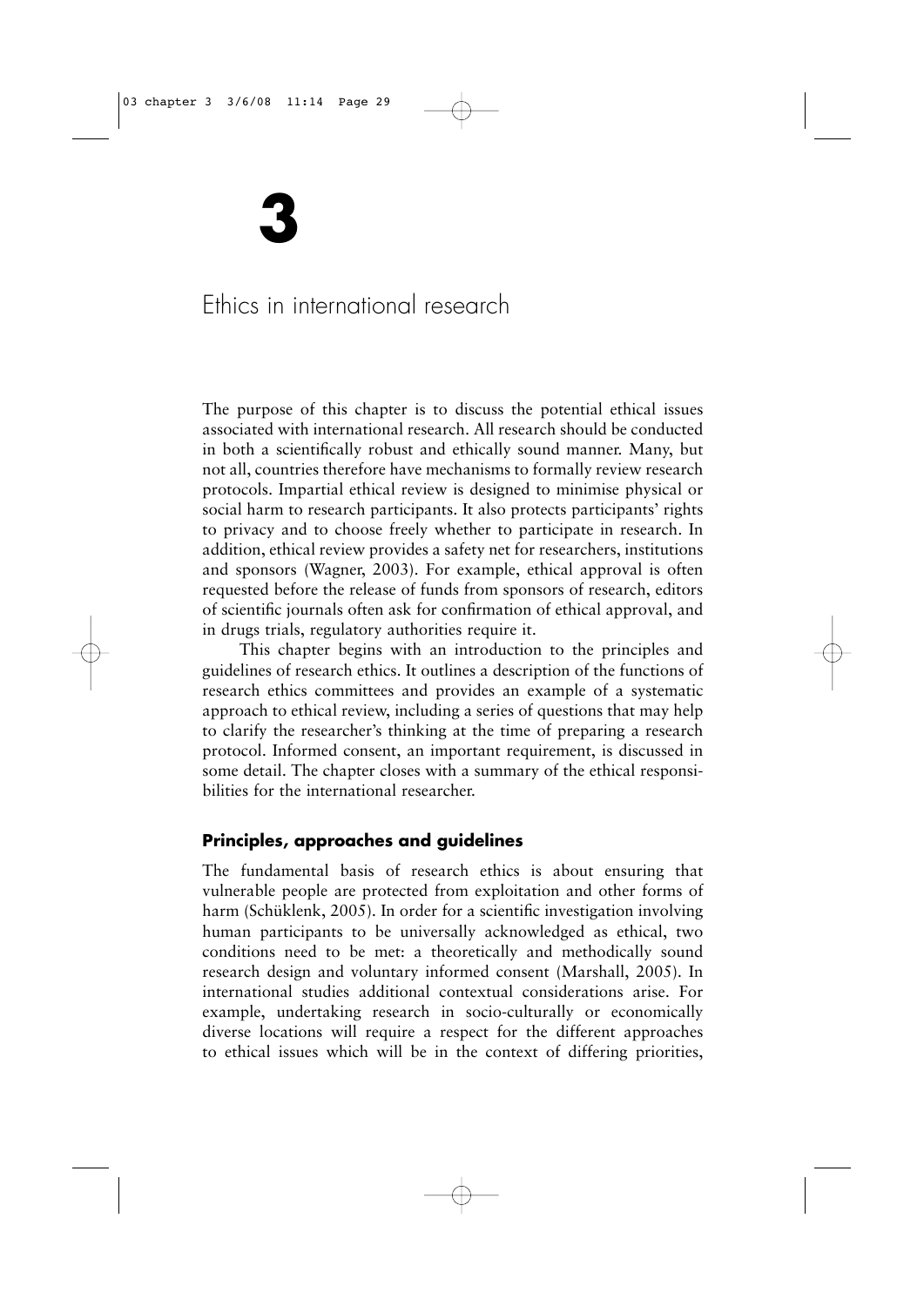# 3

# Ethics in international research

The purpose of this chapter is to discuss the potential ethical issues associated with international research. All research should be conducted in both a scientifically robust and ethically sound manner. Many, but not all, countries therefore have mechanisms to formally review research protocols. Impartial ethical review is designed to minimise physical or social harm to research participants. It also protects participants' rights to privacy and to choose freely whether to participate in research. In addition, ethical review provides a safety net for researchers, institutions and sponsors (Wagner, 2003). For example, ethical approval is often requested before the release of funds from sponsors of research, editors of scientific journals often ask for confirmation of ethical approval, and in drugs trials, regulatory authorities require it.

This chapter begins with an introduction to the principles and guidelines of research ethics. It outlines a description of the functions of research ethics committees and provides an example of a systematic approach to ethical review, including a series of questions that may help to clarify the researcher's thinking at the time of preparing a research protocol. Informed consent, an important requirement, is discussed in some detail. The chapter closes with a summary of the ethical responsibilities for the international researcher.

## Principles, approaches and guidelines

The fundamental basis of research ethics is about ensuring that vulnerable people are protected from exploitation and other forms of harm (Schüklenk, 2005). In order for a scientific investigation involving human participants to be universally acknowledged as ethical, two conditions need to be met: a theoretically and methodically sound research design and voluntary informed consent (Marshall, 2005). In international studies additional contextual considerations arise. For example, undertaking research in socio-culturally or economically diverse locations will require a respect for the different approaches to ethical issues which will be in the context of differing priorities,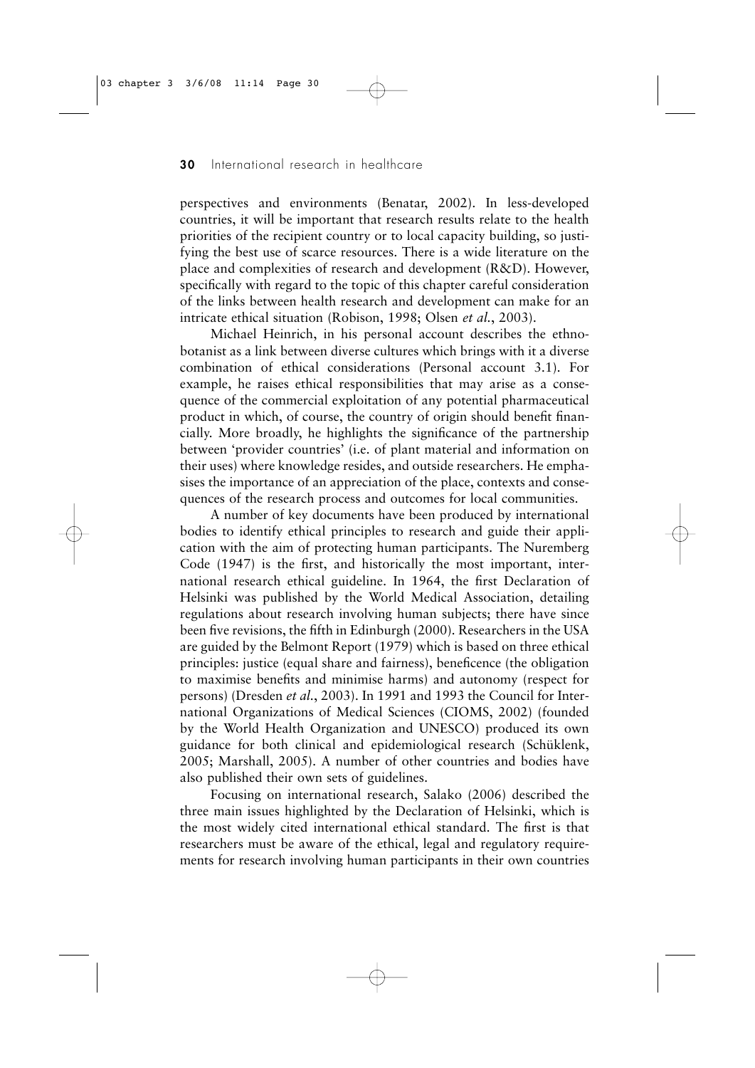perspectives and environments (Benatar, 2002). In less-developed countries, it will be important that research results relate to the health priorities of the recipient country or to local capacity building, so justifying the best use of scarce resources. There is a wide literature on the place and complexities of research and development (R&D). However, specifically with regard to the topic of this chapter careful consideration of the links between health research and development can make for an intricate ethical situation (Robison, 1998; Olsen *et al.*, 2003).

Michael Heinrich, in his personal account describes the ethnobotanist as a link between diverse cultures which brings with it a diverse combination of ethical considerations (Personal account 3.1). For example, he raises ethical responsibilities that may arise as a consequence of the commercial exploitation of any potential pharmaceutical product in which, of course, the country of origin should benefit financially. More broadly, he highlights the significance of the partnership between 'provider countries' (i.e. of plant material and information on their uses) where knowledge resides, and outside researchers. He emphasises the importance of an appreciation of the place, contexts and consequences of the research process and outcomes for local communities.

A number of key documents have been produced by international bodies to identify ethical principles to research and guide their application with the aim of protecting human participants. The Nuremberg Code (1947) is the first, and historically the most important, international research ethical guideline. In 1964, the first Declaration of Helsinki was published by the World Medical Association, detailing regulations about research involving human subjects; there have since been five revisions, the fifth in Edinburgh (2000). Researchers in the USA are guided by the Belmont Report (1979) which is based on three ethical principles: justice (equal share and fairness), beneficence (the obligation to maximise benefits and minimise harms) and autonomy (respect for persons) (Dresden *et al.*, 2003). In 1991 and 1993 the Council for International Organizations of Medical Sciences (CIOMS, 2002) (founded by the World Health Organization and UNESCO) produced its own guidance for both clinical and epidemiological research (Schüklenk, 2005; Marshall, 2005). A number of other countries and bodies have also published their own sets of guidelines.

Focusing on international research, Salako (2006) described the three main issues highlighted by the Declaration of Helsinki, which is the most widely cited international ethical standard. The first is that researchers must be aware of the ethical, legal and regulatory requirements for research involving human participants in their own countries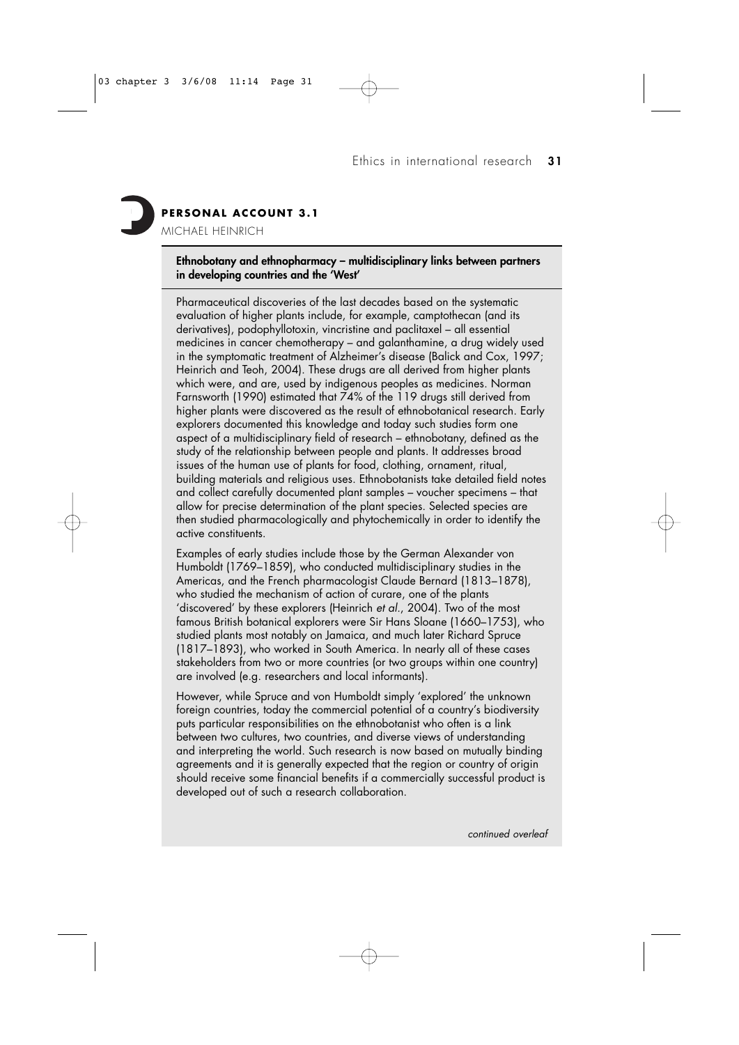**PERSONAL ACCOUNT 3.1**

MICHAEL HEINRICH

**Ethnobotany and ethnopharmacy – multidisciplinary links between partners in developing countries and the 'West'**

Pharmaceutical discoveries of the last decades based on the systematic evaluation of higher plants include, for example, camptothecan (and its derivatives), podophyllotoxin, vincristine and paclitaxel – all essential medicines in cancer chemotherapy – and galanthamine, a drug widely used in the symptomatic treatment of Alzheimer's disease (Balick and Cox, 1997; Heinrich and Teoh, 2004). These drugs are all derived from higher plants which were, and are, used by indigenous peoples as medicines. Norman Farnsworth (1990) estimated that 74% of the 119 drugs still derived from higher plants were discovered as the result of ethnobotanical research. Early explorers documented this knowledge and today such studies form one aspect of a multidisciplinary field of research – ethnobotany, defined as the study of the relationship between people and plants. It addresses broad issues of the human use of plants for food, clothing, ornament, ritual, building materials and religious uses. Ethnobotanists take detailed field notes and collect carefully documented plant samples – voucher specimens – that allow for precise determination of the plant species. Selected species are then studied pharmacologically and phytochemically in order to identify the active constituents.

Examples of early studies include those by the German Alexander von Humboldt (1769–1859), who conducted multidisciplinary studies in the Americas, and the French pharmacologist Claude Bernard (1813–1878), who studied the mechanism of action of curare, one of the plants 'discovered' by these explorers (Heinrich *et al.*, 2004). Two of the most famous British botanical explorers were Sir Hans Sloane (1660–1753), who studied plants most notably on Jamaica, and much later Richard Spruce (1817–1893), who worked in South America. In nearly all of these cases stakeholders from two or more countries (or two groups within one country) are involved (e.g. researchers and local informants).

However, while Spruce and von Humboldt simply 'explored' the unknown foreign countries, today the commercial potential of a country's biodiversity puts particular responsibilities on the ethnobotanist who often is a link between two cultures, two countries, and diverse views of understanding and interpreting the world. Such research is now based on mutually binding agreements and it is generally expected that the region or country of origin should receive some financial benefits if a commercially successful product is developed out of such a research collaboration.

*continued overleaf*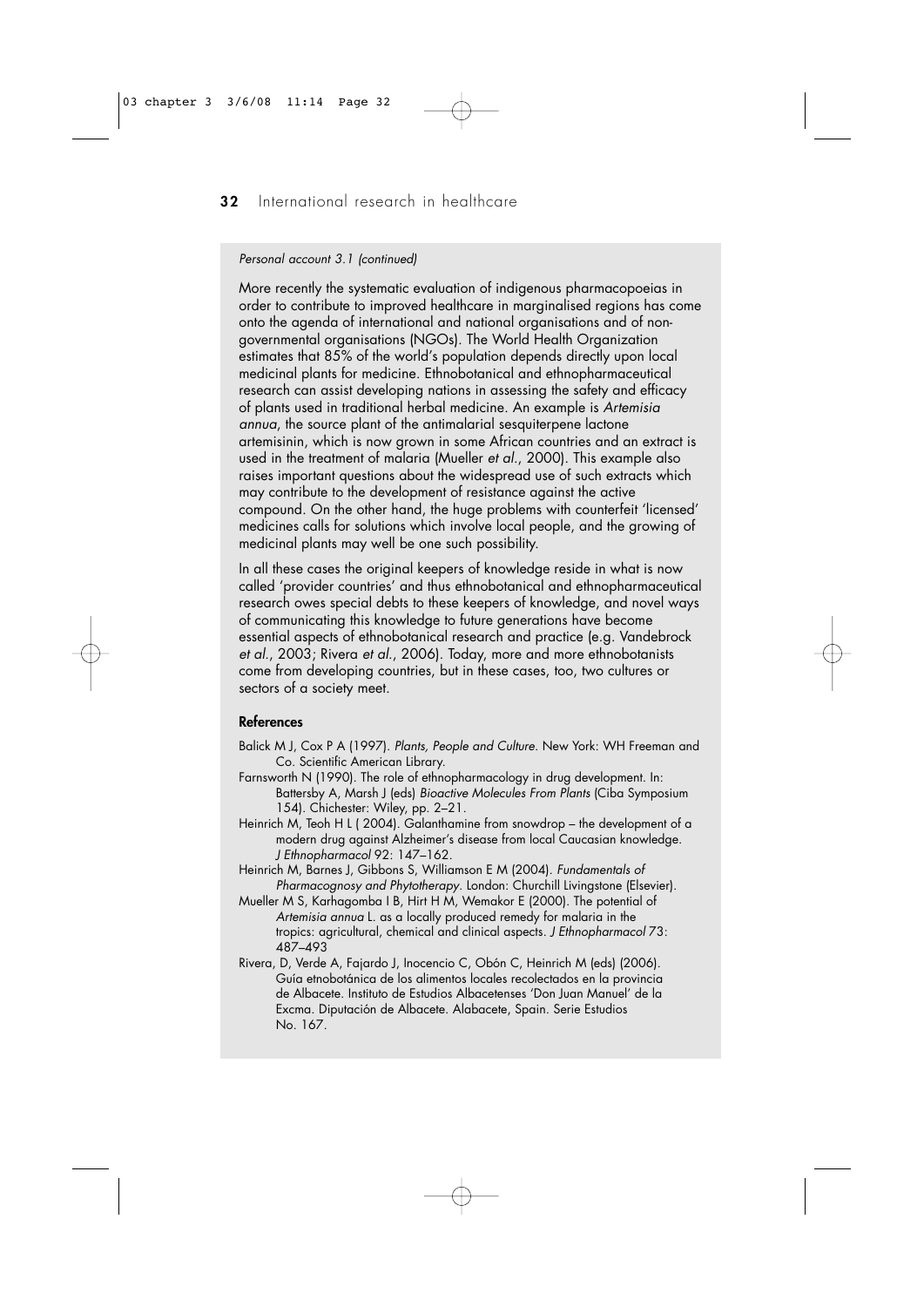*Personal account 3.1 (continued)*

More recently the systematic evaluation of indigenous pharmacopoeias in order to contribute to improved healthcare in marginalised regions has come onto the agenda of international and national organisations and of non-governmental organisations (NGOs). The World Health Organization estimates that 85% of the world's population depends directly upon local medicinal plants for medicine. Ethnobotanical and ethnopharmaceutical research can assist developing nations in assessing the safety and efficacy of plants used in traditional herbal medicine. An example is *Artemisia annua*, the source plant of the antimalarial sesquiterpene lactone artemisinin, which is now grown in some African countries and an extract is used in the treatment of malaria (Mueller *et al*., 2000). This example also raises important questions about the widespread use of such extracts which may contribute to the development of resistance against the active compound. On the other hand, the huge problems with counterfeit 'licensed' medicines calls for solutions which involve local people, and the growing of medicinal plants may well be one such possibility.

In all these cases the original keepers of knowledge reside in what is now called 'provider countries' and thus ethnobotanical and ethnopharmaceutical research owes special debts to these keepers of knowledge, and novel ways of communicating this knowledge to future generations have become essential aspects of ethnobotanical research and practice (e.g. Vandebrock *et al*., 2003; Rivera *et al*., 2006). Today, more and more ethnobotanists come from developing countries, but in these cases, too, two cultures or sectors of a society meet.

**References**

Balick M J, Cox P A (1997). *Plants, People and Culture*. New York: WH Freeman and Co. Scientific American Library.

Farnsworth N (1990). The role of ethnopharmacology in drug development. In: Battersby A, Marsh J (eds) *Bioactive Molecules From Plants* (Ciba Symposium 154). Chichester: Wiley, pp. 2–21.

Heinrich M, Teoh H L ( 2004). Galanthamine from snowdrop – the development of a modern drug against Alzheimer's disease from local Caucasian knowledge. *J Ethnopharmacol* 92: 147–162.

Heinrich M, Barnes J, Gibbons S, Williamson E M (2004). *Fundamentals of Pharmacognosy and Phytotherapy*. London: Churchill Livingstone (Elsevier).

Mueller M S, Karhagomba I B, Hirt H M, Wemakor E (2000). The potential of *Artemisia annua* L. as a locally produced remedy for malaria in the tropics: agricultural, chemical and clinical aspects. *J Ethnopharmacol* 73: 487–493

Rivera, D, Verde A, Fajardo J, Inocencio C, Obón C, Heinrich M (eds) (2006). Guía etnobotánica de los alimentos locales recolectados en la provincia de Albacete. Instituto de Estudios Albacetenses 'Don Juan Manuel' de la Excma. Diputación de Albacete. Alabacete, Spain. Serie Estudios No. 167.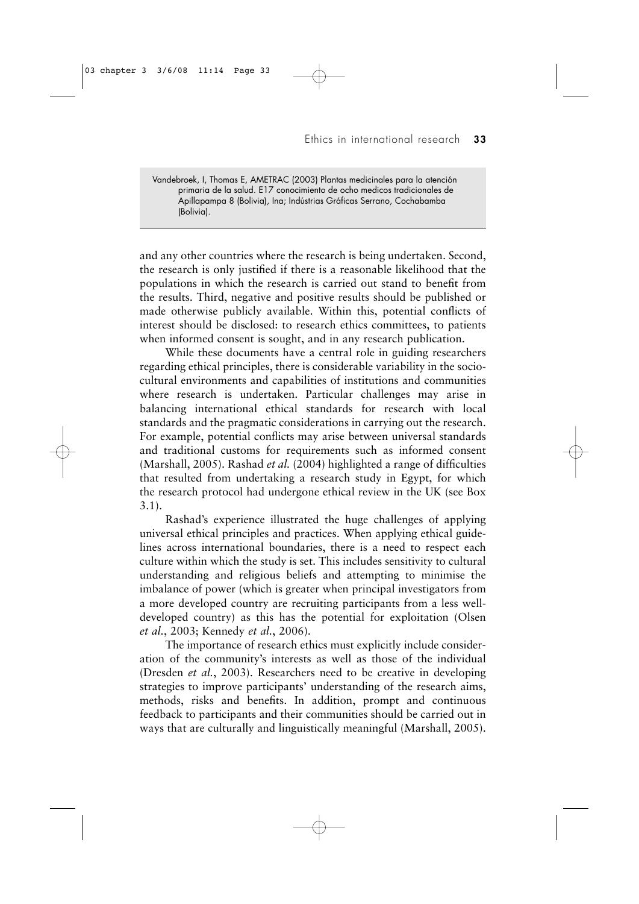Vandebroek, I, Thomas E, AMETRAC (2003) Plantas medicinales para la atención primaria de la salud. E17 conocimiento de ocho medicos tradicionales de Apillapampa 8 (Bolivia), Ina; Indústrias Gráficas Serrano, Cochabamba (Bolivia).

---

and any other countries where the research is being undertaken. Second, the research is only justified if there is a reasonable likelihood that the populations in which the research is carried out stand to benefit from the results. Third, negative and positive results should be published or made otherwise publicly available. Within this, potential conflicts of interest should be disclosed: to research ethics committees, to patients when informed consent is sought, and in any research publication.

While these documents have a central role in guiding researchers regarding ethical principles, there is considerable variability in the socio-cultural environments and capabilities of institutions and communities where research is undertaken. Particular challenges may arise in balancing international ethical standards for research with local standards and the pragmatic considerations in carrying out the research. For example, potential conflicts may arise between universal standards and traditional customs for requirements such as informed consent (Marshall, 2005). Rashad *et al.* (2004) highlighted a range of difficulties that resulted from undertaking a research study in Egypt, for which the research protocol had undergone ethical review in the UK (see Box 3.1).

Rashad's experience illustrated the huge challenges of applying universal ethical principles and practices. When applying ethical guidelines across international boundaries, there is a need to respect each culture within which the study is set. This includes sensitivity to cultural understanding and religious beliefs and attempting to minimise the imbalance of power (which is greater when principal investigators from a more developed country are recruiting participants from a less well-developed country) as this has the potential for exploitation (Olsen *et al.*, 2003; Kennedy *et al.*, 2006).

The importance of research ethics must explicitly include consideration of the community's interests as well as those of the individual (Dresden *et al.*, 2003). Researchers need to be creative in developing strategies to improve participants' understanding of the research aims, methods, risks and benefits. In addition, prompt and continuous feedback to participants and their communities should be carried out in ways that are culturally and linguistically meaningful (Marshall, 2005).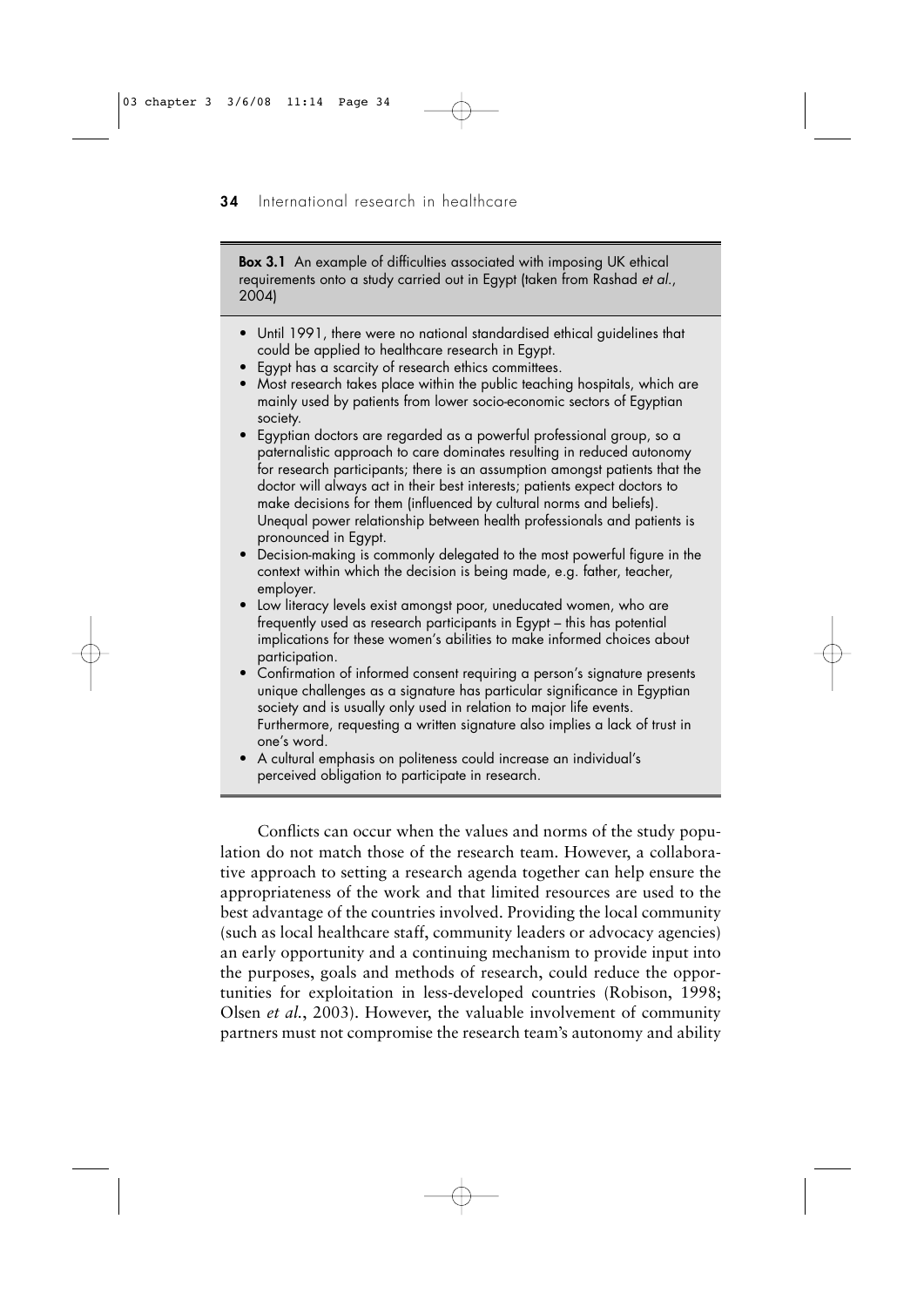**Box 3.1** An example of difficulties associated with imposing UK ethical requirements onto a study carried out in Egypt (taken from Rashad *et al.*, 2004)

- Until 1991, there were no national standardised ethical guidelines that could be applied to healthcare research in Egypt.
- Egypt has a scarcity of research ethics committees.
- Most research takes place within the public teaching hospitals, which are mainly used by patients from lower socio-economic sectors of Egyptian society.
- Egyptian doctors are regarded as a powerful professional group, so a paternalistic approach to care dominates resulting in reduced autonomy for research participants; there is an assumption amongst patients that the doctor will always act in their best interests; patients expect doctors to make decisions for them (influenced by cultural norms and beliefs). Unequal power relationship between health professionals and patients is pronounced in Egypt.
- Decision-making is commonly delegated to the most powerful figure in the context within which the decision is being made, e.g. father, teacher, employer.
- Low literacy levels exist amongst poor, uneducated women, who are frequently used as research participants in Egypt – this has potential implications for these women's abilities to make informed choices about participation.
- Confirmation of informed consent requiring a person's signature presents unique challenges as a signature has particular significance in Egyptian society and is usually only used in relation to major life events. Furthermore, requesting a written signature also implies a lack of trust in one's word.
- A cultural emphasis on politeness could increase an individual's perceived obligation to participate in research.

Conflicts can occur when the values and norms of the study population do not match those of the research team. However, a collaborative approach to setting a research agenda together can help ensure the appropriateness of the work and that limited resources are used to the best advantage of the countries involved. Providing the local community (such as local healthcare staff, community leaders or advocacy agencies) an early opportunity and a continuing mechanism to provide input into the purposes, goals and methods of research, could reduce the opportunities for exploitation in less-developed countries (Robison, 1998; Olsen *et al.*, 2003). However, the valuable involvement of community partners must not compromise the research team's autonomy and ability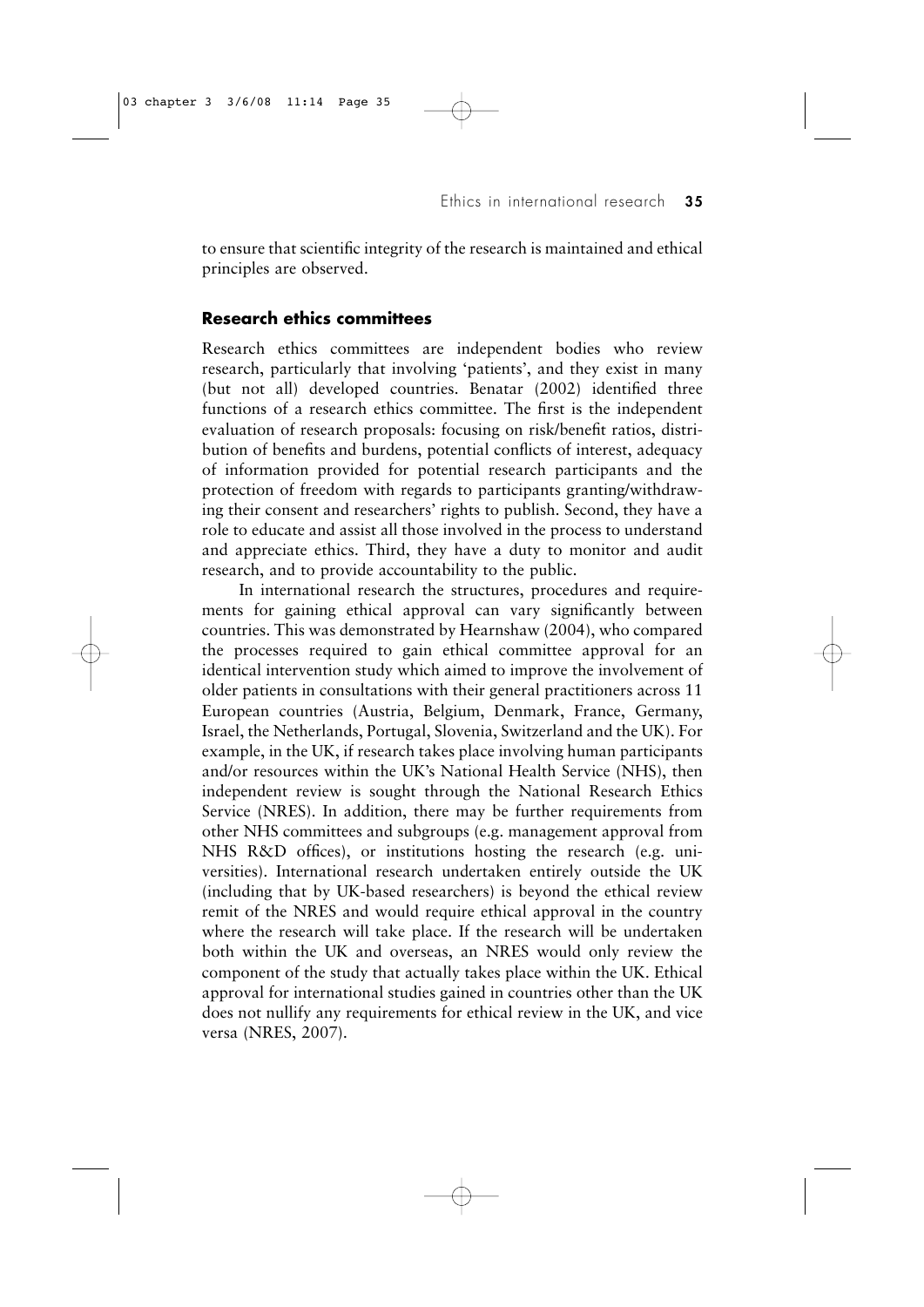to ensure that scientific integrity of the research is maintained and ethical principles are observed.

## Research ethics committees

Research ethics committees are independent bodies who review research, particularly that involving 'patients', and they exist in many (but not all) developed countries. Benatar (2002) identified three functions of a research ethics committee. The first is the independent evaluation of research proposals: focusing on risk/benefit ratios, distribution of benefits and burdens, potential conflicts of interest, adequacy of information provided for potential research participants and the protection of freedom with regards to participants granting/withdrawing their consent and researchers' rights to publish. Second, they have a role to educate and assist all those involved in the process to understand and appreciate ethics. Third, they have a duty to monitor and audit research, and to provide accountability to the public.

In international research the structures, procedures and requirements for gaining ethical approval can vary significantly between countries. This was demonstrated by Hearnshaw (2004), who compared the processes required to gain ethical committee approval for an identical intervention study which aimed to improve the involvement of older patients in consultations with their general practitioners across 11 European countries (Austria, Belgium, Denmark, France, Germany, Israel, the Netherlands, Portugal, Slovenia, Switzerland and the UK). For example, in the UK, if research takes place involving human participants and/or resources within the UK's National Health Service (NHS), then independent review is sought through the National Research Ethics Service (NRES). In addition, there may be further requirements from other NHS committees and subgroups (e.g. management approval from NHS R&D offices), or institutions hosting the research (e.g. universities). International research undertaken entirely outside the UK (including that by UK-based researchers) is beyond the ethical review remit of the NRES and would require ethical approval in the country where the research will take place. If the research will be undertaken both within the UK and overseas, an NRES would only review the component of the study that actually takes place within the UK. Ethical approval for international studies gained in countries other than the UK does not nullify any requirements for ethical review in the UK, and vice versa (NRES, 2007).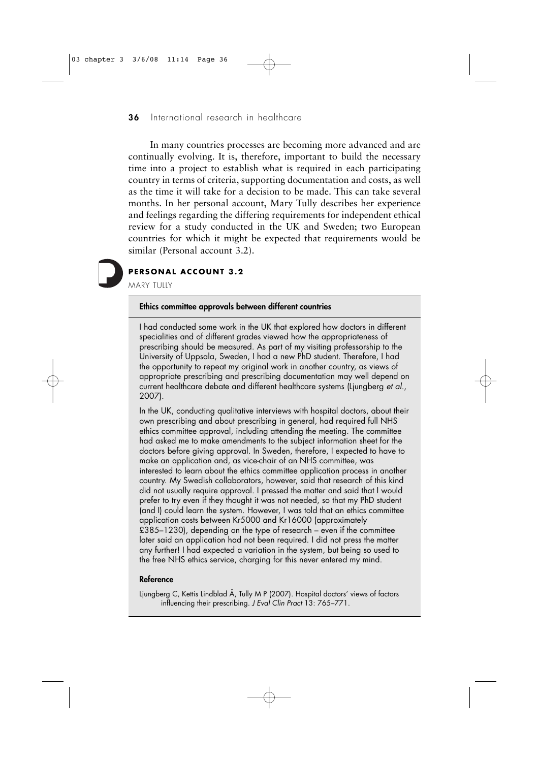In many countries processes are becoming more advanced and are continually evolving. It is, therefore, important to build the necessary time into a project to establish what is required in each participating country in terms of criteria, supporting documentation and costs, as well as the time it will take for a decision to be made. This can take several months. In her personal account, Mary Tully describes her experience and feelings regarding the differing requirements for independent ethical review for a study conducted in the UK and Sweden; two European countries for which it might be expected that requirements would be similar (Personal account 3.2).

## PERSONAL ACCOUNT 3.2

MARY TULLY

### Ethics committee approvals between different countries

I had conducted some work in the UK that explored how doctors in different specialities and of different grades viewed how the appropriateness of prescribing should be measured. As part of my visiting professorship to the University of Uppsala, Sweden, I had a new PhD student. Therefore, I had the opportunity to repeat my original work in another country, as views of appropriate prescribing and prescribing documentation may well depend on current healthcare debate and different healthcare systems (Ljungberg *et al.*, 2007).

In the UK, conducting qualitative interviews with hospital doctors, about their own prescribing and about prescribing in general, had required full NHS ethics committee approval, including attending the meeting. The committee had asked me to make amendments to the subject information sheet for the doctors before giving approval. In Sweden, therefore, I expected to have to make an application and, as vice-chair of an NHS committee, was interested to learn about the ethics committee application process in another country. My Swedish collaborators, however, said that research of this kind did not usually require approval. I pressed the matter and said that I would prefer to try even if they thought it was not needed, so that my PhD student (and I) could learn the system. However, I was told that an ethics committee application costs between Kr5000 and Kr16000 (approximately £385–1230), depending on the type of research – even if the committee later said an application had not been required. I did not press the matter any further! I had expected a variation in the system, but being so used to the free NHS ethics service, charging for this never entered my mind.

#### Reference

Ljungberg C, Kettis Lindblad Å, Tully M P (2007). Hospital doctors' views of factors influencing their prescribing. *J Eval Clin Pract* 13: 765–771.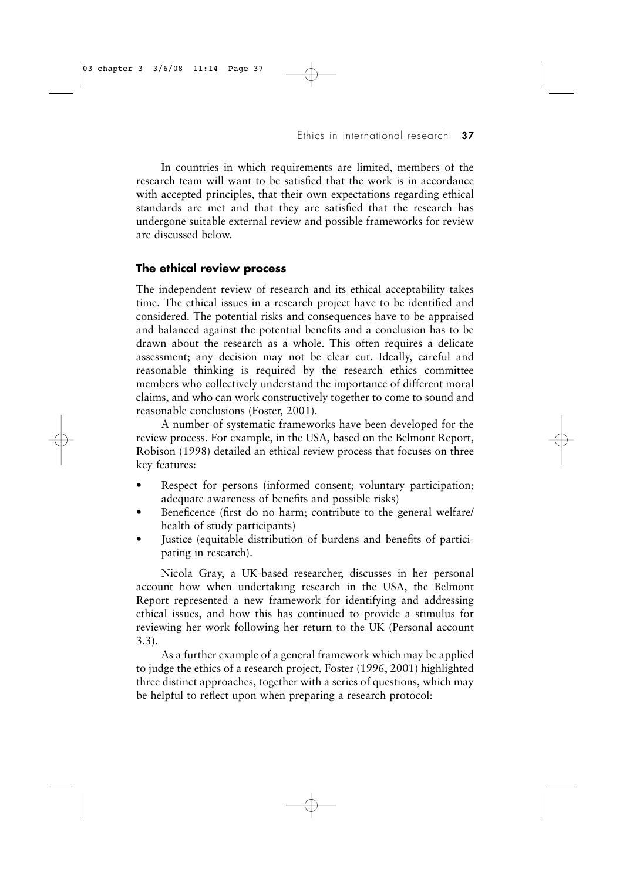In countries in which requirements are limited, members of the research team will want to be satisfied that the work is in accordance with accepted principles, that their own expectations regarding ethical standards are met and that they are satisfied that the research has undergone suitable external review and possible frameworks for review are discussed below.

## The ethical review process

The independent review of research and its ethical acceptability takes time. The ethical issues in a research project have to be identified and considered. The potential risks and consequences have to be appraised and balanced against the potential benefits and a conclusion has to be drawn about the research as a whole. This often requires a delicate assessment; any decision may not be clear cut. Ideally, careful and reasonable thinking is required by the research ethics committee members who collectively understand the importance of different moral claims, and who can work constructively together to come to sound and reasonable conclusions (Foster, 2001).

A number of systematic frameworks have been developed for the review process. For example, in the USA, based on the Belmont Report, Robison (1998) detailed an ethical review process that focuses on three key features:

- Respect for persons (informed consent; voluntary participation; adequate awareness of benefits and possible risks)
- Beneficence (first do no harm; contribute to the general welfare/ health of study participants)
- Justice (equitable distribution of burdens and benefits of participating in research).

Nicola Gray, a UK-based researcher, discusses in her personal account how when undertaking research in the USA, the Belmont Report represented a new framework for identifying and addressing ethical issues, and how this has continued to provide a stimulus for reviewing her work following her return to the UK (Personal account 3.3).

As a further example of a general framework which may be applied to judge the ethics of a research project, Foster (1996, 2001) highlighted three distinct approaches, together with a series of questions, which may be helpful to reflect upon when preparing a research protocol: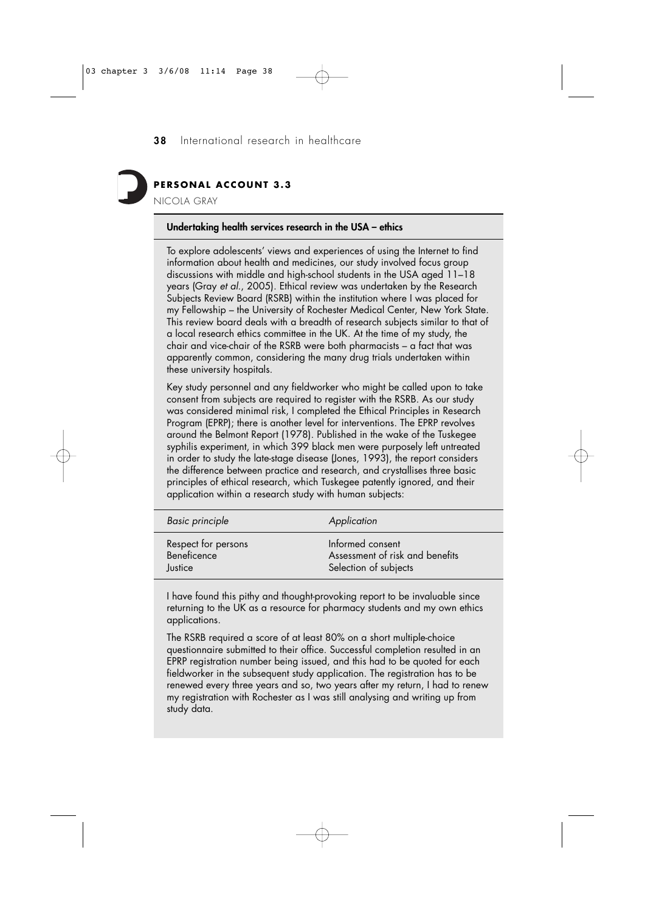## PERSONAL ACCOUNT 3.3

NICOLA GRAY

**Undertaking health services research in the USA – ethics**

To explore adolescents' views and experiences of using the Internet to find information about health and medicines, our study involved focus group discussions with middle and high-school students in the USA aged 11–18 years (Gray *et al.*, 2005). Ethical review was undertaken by the Research Subjects Review Board (RSRB) within the institution where I was placed for my Fellowship – the University of Rochester Medical Center, New York State. This review board deals with a breadth of research subjects similar to that of a local research ethics committee in the UK. At the time of my study, the chair and vice-chair of the RSRB were both pharmacists – a fact that was apparently common, considering the many drug trials undertaken within these university hospitals.

Key study personnel and any fieldworker who might be called upon to take consent from subjects are required to register with the RSRB. As our study was considered minimal risk, I completed the Ethical Principles in Research Program (EPRP); there is another level for interventions. The EPRP revolves around the Belmont Report (1978). Published in the wake of the Tuskegee syphilis experiment, in which 399 black men were purposely left untreated in order to study the late-stage disease (Jones, 1993), the report considers the difference between practice and research, and crystallises three basic principles of ethical research, which Tuskegee patently ignored, and their application within a research study with human subjects:

| *Basic principle* | *Application* |
| --- | --- |
| Respect for persons | Informed consent |
| Beneficence | Assessment of risk and benefits |
| Justice | Selection of subjects |

I have found this pithy and thought-provoking report to be invaluable since returning to the UK as a resource for pharmacy students and my own ethics applications.

The RSRB required a score of at least 80% on a short multiple-choice questionnaire submitted to their office. Successful completion resulted in an EPRP registration number being issued, and this had to be quoted for each fieldworker in the subsequent study application. The registration has to be renewed every three years and so, two years after my return, I had to renew my registration with Rochester as I was still analysing and writing up from study data.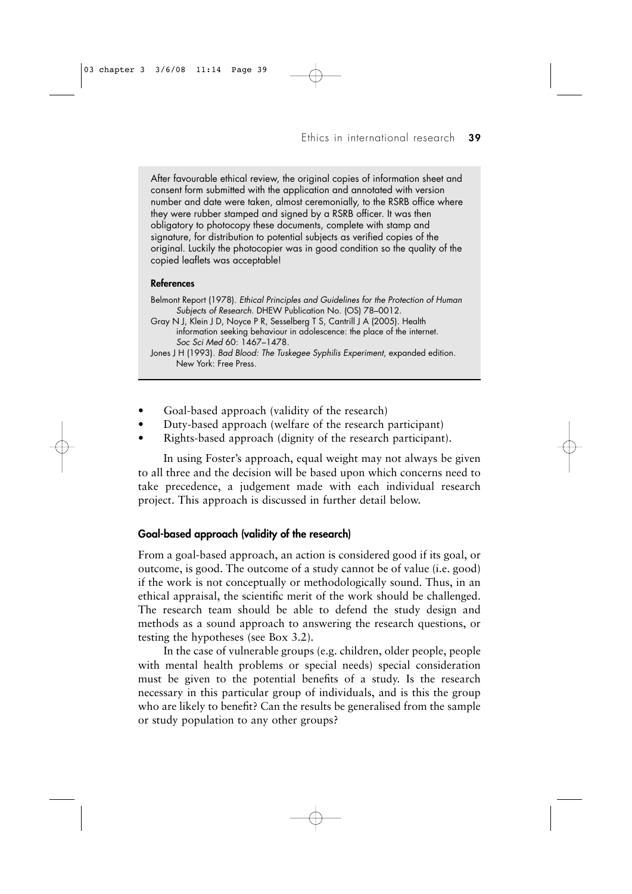After favourable ethical review, the original copies of information sheet and consent form submitted with the application and annotated with version number and date were taken, almost ceremonially, to the RSRB office where they were rubber stamped and signed by a RSRB officer. It was then obligatory to photocopy these documents, complete with stamp and signature, for distribution to potential subjects as verified copies of the original. Luckily the photocopier was in good condition so the quality of the copied leaflets was acceptable!

**References**

Belmont Report (1978). *Ethical Principles and Guidelines for the Protection of Human Subjects of Research*. DHEW Publication No. (OS) 78–0012.

Gray N J, Klein J D, Noyce P R, Sesselberg T S, Cantrill J A (2005). Health information seeking behaviour in adolescence: the place of the internet. *Soc Sci Med* 60: 1467–1478.

Jones J H (1993). *Bad Blood: The Tuskegee Syphilis Experiment*, expanded edition. New York: Free Press.

- Goal-based approach (validity of the research)
- Duty-based approach (welfare of the research participant)
- Rights-based approach (dignity of the research participant).

In using Foster's approach, equal weight may not always be given to all three and the decision will be based upon which concerns need to take precedence, a judgement made with each individual research project. This approach is discussed in further detail below.

### Goal-based approach (validity of the research)

From a goal-based approach, an action is considered good if its goal, or outcome, is good. The outcome of a study cannot be of value (i.e. good) if the work is not conceptually or methodologically sound. Thus, in an ethical appraisal, the scientific merit of the work should be challenged. The research team should be able to defend the study design and methods as a sound approach to answering the research questions, or testing the hypotheses (see Box 3.2).

In the case of vulnerable groups (e.g. children, older people, people with mental health problems or special needs) special consideration must be given to the potential benefits of a study. Is the research necessary in this particular group of individuals, and is this the group who are likely to benefit? Can the results be generalised from the sample or study population to any other groups?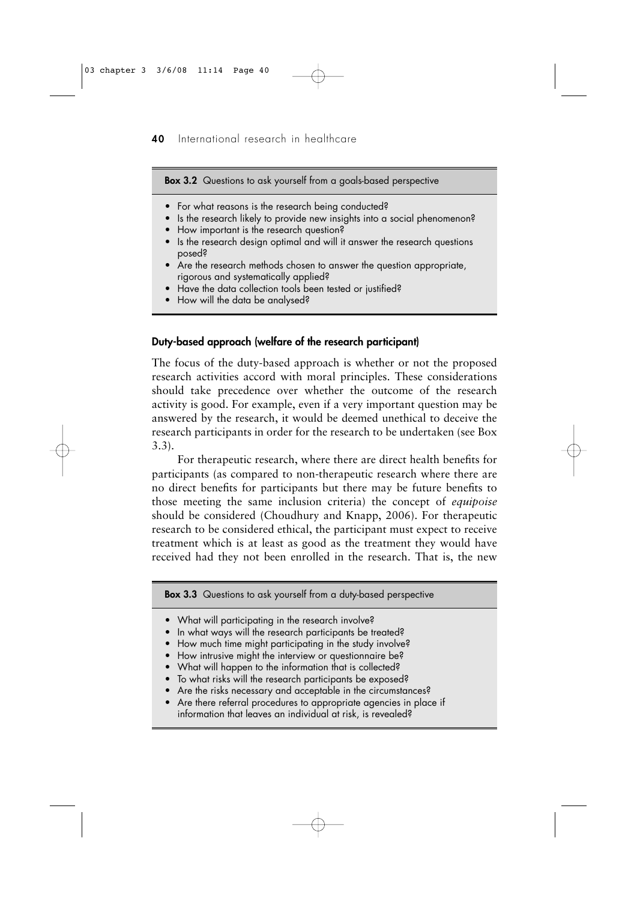**Box 3.2** Questions to ask yourself from a goals-based perspective

- For what reasons is the research being conducted?
- Is the research likely to provide new insights into a social phenomenon?
- How important is the research question?
- Is the research design optimal and will it answer the research questions posed?
- Are the research methods chosen to answer the question appropriate, rigorous and systematically applied?
- Have the data collection tools been tested or justified?
- How will the data be analysed?

### Duty-based approach (welfare of the research participant)

The focus of the duty-based approach is whether or not the proposed research activities accord with moral principles. These considerations should take precedence over whether the outcome of the research activity is good. For example, even if a very important question may be answered by the research, it would be deemed unethical to deceive the research participants in order for the research to be undertaken (see Box 3.3).

For therapeutic research, where there are direct health benefits for participants (as compared to non-therapeutic research where there are no direct benefits for participants but there may be future benefits to those meeting the same inclusion criteria) the concept of *equipoise* should be considered (Choudhury and Knapp, 2006). For therapeutic research to be considered ethical, the participant must expect to receive treatment which is at least as good as the treatment they would have received had they not been enrolled in the research. That is, the new

**Box 3.3** Questions to ask yourself from a duty-based perspective

- What will participating in the research involve?
- In what ways will the research participants be treated?
- How much time might participating in the study involve?
- How intrusive might the interview or questionnaire be?
- What will happen to the information that is collected?
- To what risks will the research participants be exposed?
- Are the risks necessary and acceptable in the circumstances?
- Are there referral procedures to appropriate agencies in place if information that leaves an individual at risk, is revealed?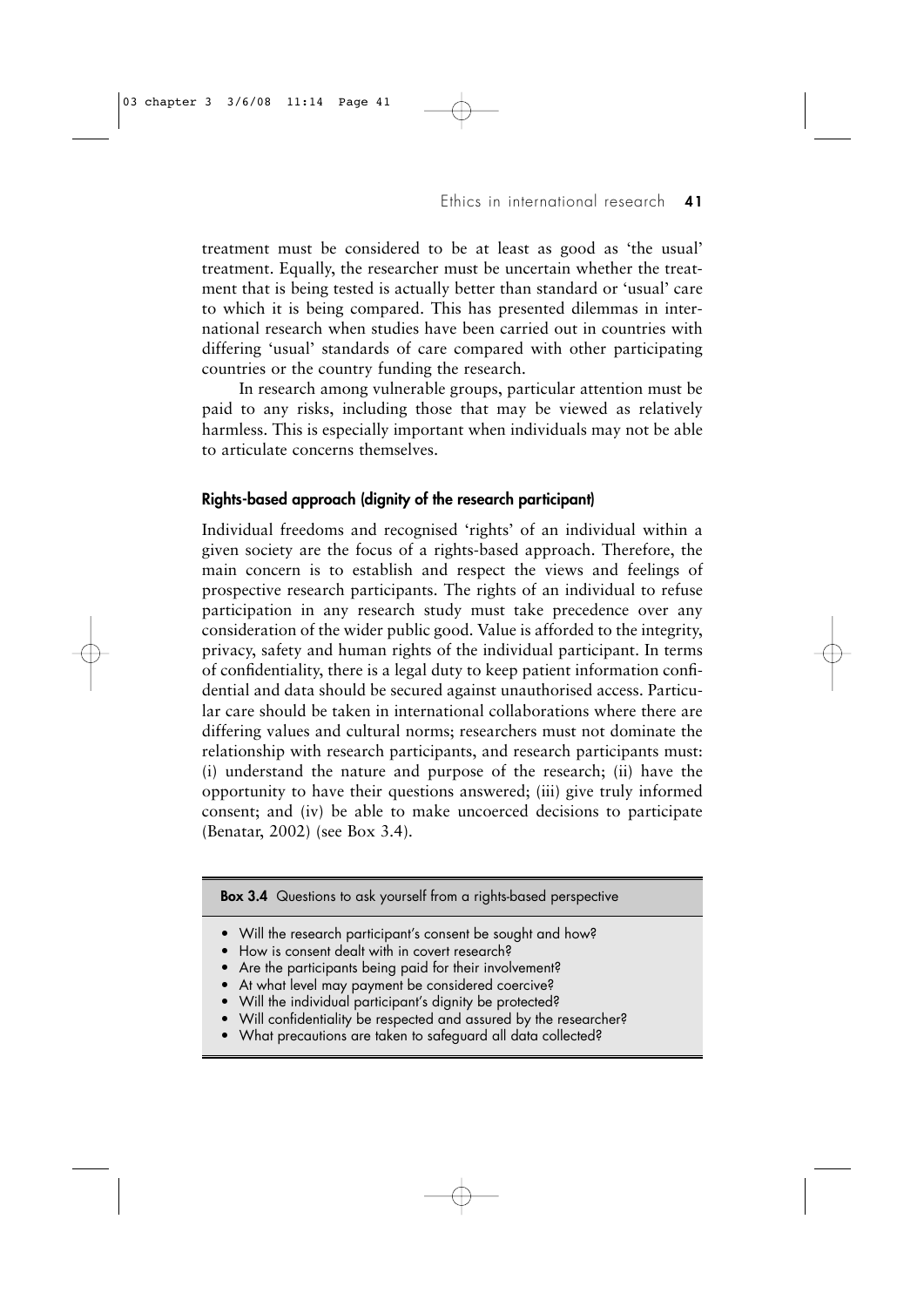treatment must be considered to be at least as good as 'the usual' treatment. Equally, the researcher must be uncertain whether the treatment that is being tested is actually better than standard or 'usual' care to which it is being compared. This has presented dilemmas in international research when studies have been carried out in countries with differing 'usual' standards of care compared with other participating countries or the country funding the research.

In research among vulnerable groups, particular attention must be paid to any risks, including those that may be viewed as relatively harmless. This is especially important when individuals may not be able to articulate concerns themselves.

### Rights-based approach (dignity of the research participant)

Individual freedoms and recognised 'rights' of an individual within a given society are the focus of a rights-based approach. Therefore, the main concern is to establish and respect the views and feelings of prospective research participants. The rights of an individual to refuse participation in any research study must take precedence over any consideration of the wider public good. Value is afforded to the integrity, privacy, safety and human rights of the individual participant. In terms of confidentiality, there is a legal duty to keep patient information confidential and data should be secured against unauthorised access. Particular care should be taken in international collaborations where there are differing values and cultural norms; researchers must not dominate the relationship with research participants, and research participants must: (i) understand the nature and purpose of the research; (ii) have the opportunity to have their questions answered; (iii) give truly informed consent; and (iv) be able to make uncoerced decisions to participate (Benatar, 2002) (see Box 3.4).

**Box 3.4** Questions to ask yourself from a rights-based perspective

- Will the research participant's consent be sought and how?
- How is consent dealt with in covert research?
- Are the participants being paid for their involvement?
- At what level may payment be considered coercive?
- Will the individual participant's dignity be protected?
- Will confidentiality be respected and assured by the researcher?
- What precautions are taken to safeguard all data collected?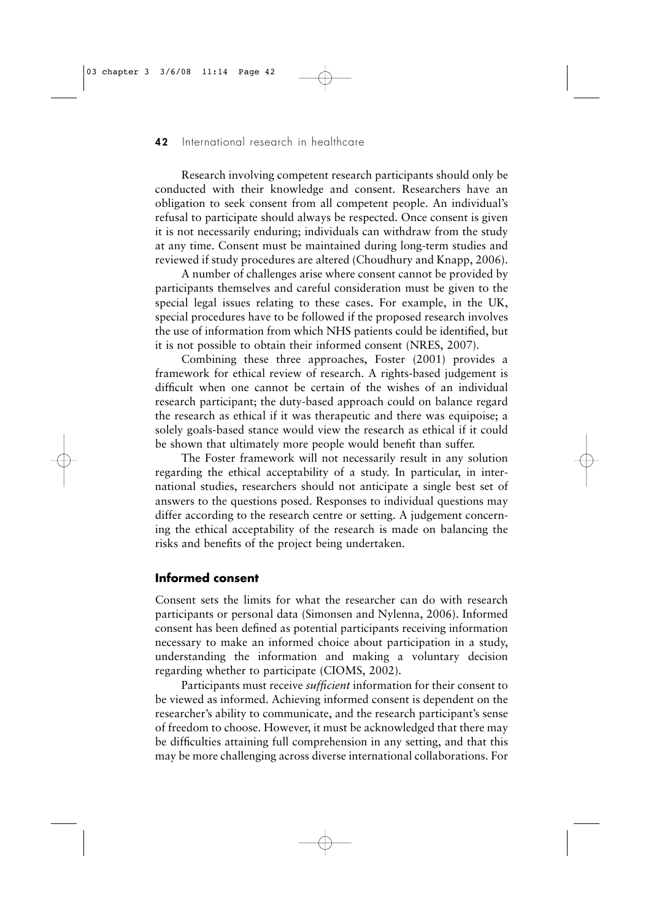Research involving competent research participants should only be conducted with their knowledge and consent. Researchers have an obligation to seek consent from all competent people. An individual's refusal to participate should always be respected. Once consent is given it is not necessarily enduring; individuals can withdraw from the study at any time. Consent must be maintained during long-term studies and reviewed if study procedures are altered (Choudhury and Knapp, 2006).

A number of challenges arise where consent cannot be provided by participants themselves and careful consideration must be given to the special legal issues relating to these cases. For example, in the UK, special procedures have to be followed if the proposed research involves the use of information from which NHS patients could be identified, but it is not possible to obtain their informed consent (NRES, 2007).

Combining these three approaches, Foster (2001) provides a framework for ethical review of research. A rights-based judgement is difficult when one cannot be certain of the wishes of an individual research participant; the duty-based approach could on balance regard the research as ethical if it was therapeutic and there was equipoise; a solely goals-based stance would view the research as ethical if it could be shown that ultimately more people would benefit than suffer.

The Foster framework will not necessarily result in any solution regarding the ethical acceptability of a study. In particular, in international studies, researchers should not anticipate a single best set of answers to the questions posed. Responses to individual questions may differ according to the research centre or setting. A judgement concerning the ethical acceptability of the research is made on balancing the risks and benefits of the project being undertaken.

## Informed consent

Consent sets the limits for what the researcher can do with research participants or personal data (Simonsen and Nylenna, 2006). Informed consent has been defined as potential participants receiving information necessary to make an informed choice about participation in a study, understanding the information and making a voluntary decision regarding whether to participate (CIOMS, 2002).

Participants must receive *sufficient* information for their consent to be viewed as informed. Achieving informed consent is dependent on the researcher's ability to communicate, and the research participant's sense of freedom to choose. However, it must be acknowledged that there may be difficulties attaining full comprehension in any setting, and that this may be more challenging across diverse international collaborations. For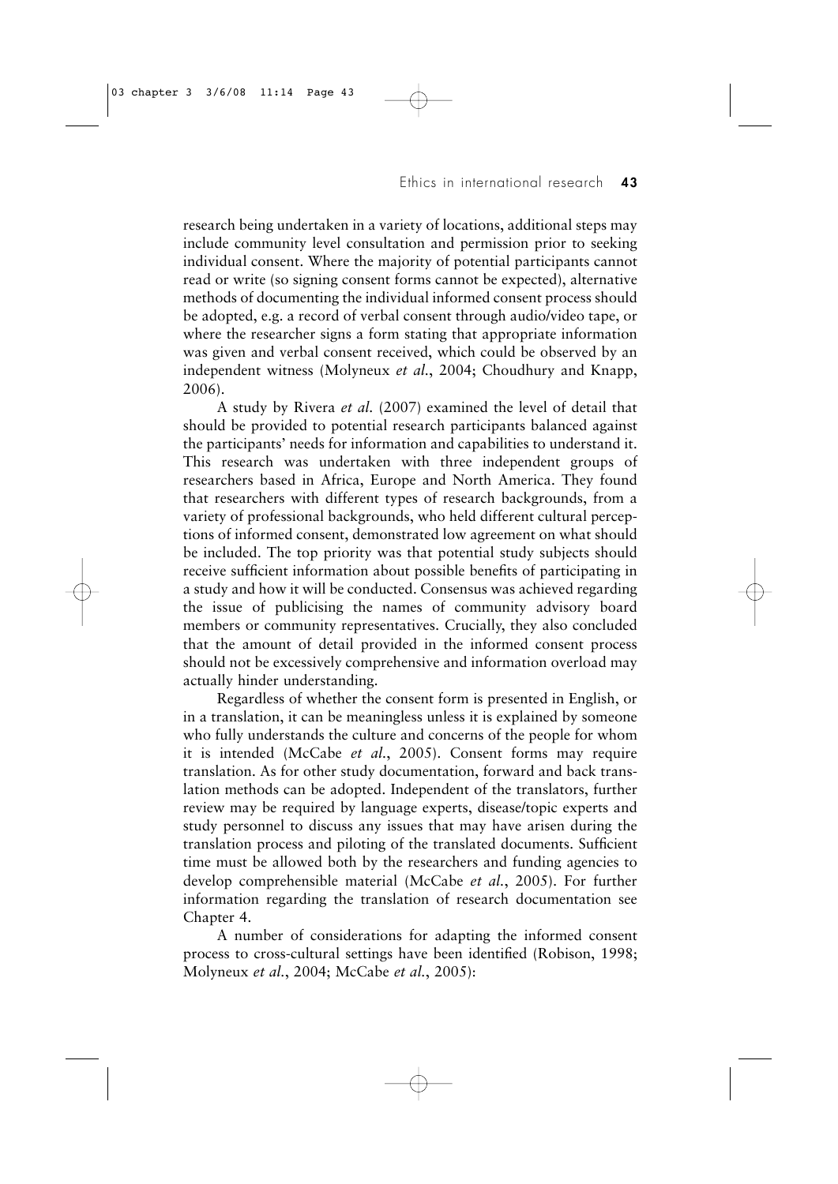research being undertaken in a variety of locations, additional steps may include community level consultation and permission prior to seeking individual consent. Where the majority of potential participants cannot read or write (so signing consent forms cannot be expected), alternative methods of documenting the individual informed consent process should be adopted, e.g. a record of verbal consent through audio/video tape, or where the researcher signs a form stating that appropriate information was given and verbal consent received, which could be observed by an independent witness (Molyneux *et al.*, 2004; Choudhury and Knapp, 2006).

A study by Rivera *et al.* (2007) examined the level of detail that should be provided to potential research participants balanced against the participants' needs for information and capabilities to understand it. This research was undertaken with three independent groups of researchers based in Africa, Europe and North America. They found that researchers with different types of research backgrounds, from a variety of professional backgrounds, who held different cultural perceptions of informed consent, demonstrated low agreement on what should be included. The top priority was that potential study subjects should receive sufficient information about possible benefits of participating in a study and how it will be conducted. Consensus was achieved regarding the issue of publicising the names of community advisory board members or community representatives. Crucially, they also concluded that the amount of detail provided in the informed consent process should not be excessively comprehensive and information overload may actually hinder understanding.

Regardless of whether the consent form is presented in English, or in a translation, it can be meaningless unless it is explained by someone who fully understands the culture and concerns of the people for whom it is intended (McCabe *et al.*, 2005). Consent forms may require translation. As for other study documentation, forward and back translation methods can be adopted. Independent of the translators, further review may be required by language experts, disease/topic experts and study personnel to discuss any issues that may have arisen during the translation process and piloting of the translated documents. Sufficient time must be allowed both by the researchers and funding agencies to develop comprehensible material (McCabe *et al.*, 2005). For further information regarding the translation of research documentation see Chapter 4.

A number of considerations for adapting the informed consent process to cross-cultural settings have been identified (Robison, 1998; Molyneux *et al.*, 2004; McCabe *et al.*, 2005):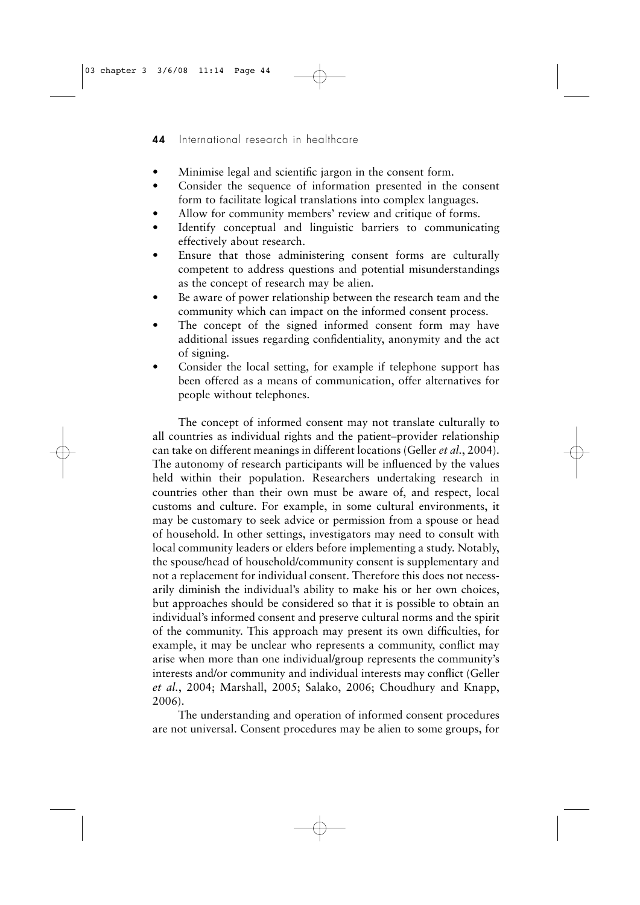- Minimise legal and scientific jargon in the consent form.
- Consider the sequence of information presented in the consent form to facilitate logical translations into complex languages.
- Allow for community members' review and critique of forms.
- Identify conceptual and linguistic barriers to communicating effectively about research.
- Ensure that those administering consent forms are culturally competent to address questions and potential misunderstandings as the concept of research may be alien.
- Be aware of power relationship between the research team and the community which can impact on the informed consent process.
- The concept of the signed informed consent form may have additional issues regarding confidentiality, anonymity and the act of signing.
- Consider the local setting, for example if telephone support has been offered as a means of communication, offer alternatives for people without telephones.

The concept of informed consent may not translate culturally to all countries as individual rights and the patient–provider relationship can take on different meanings in different locations (Geller *et al.*, 2004). The autonomy of research participants will be influenced by the values held within their population. Researchers undertaking research in countries other than their own must be aware of, and respect, local customs and culture. For example, in some cultural environments, it may be customary to seek advice or permission from a spouse or head of household. In other settings, investigators may need to consult with local community leaders or elders before implementing a study. Notably, the spouse/head of household/community consent is supplementary and not a replacement for individual consent. Therefore this does not necessarily diminish the individual's ability to make his or her own choices, but approaches should be considered so that it is possible to obtain an individual's informed consent and preserve cultural norms and the spirit of the community. This approach may present its own difficulties, for example, it may be unclear who represents a community, conflict may arise when more than one individual/group represents the community's interests and/or community and individual interests may conflict (Geller *et al.*, 2004; Marshall, 2005; Salako, 2006; Choudhury and Knapp, 2006).

The understanding and operation of informed consent procedures are not universal. Consent procedures may be alien to some groups, for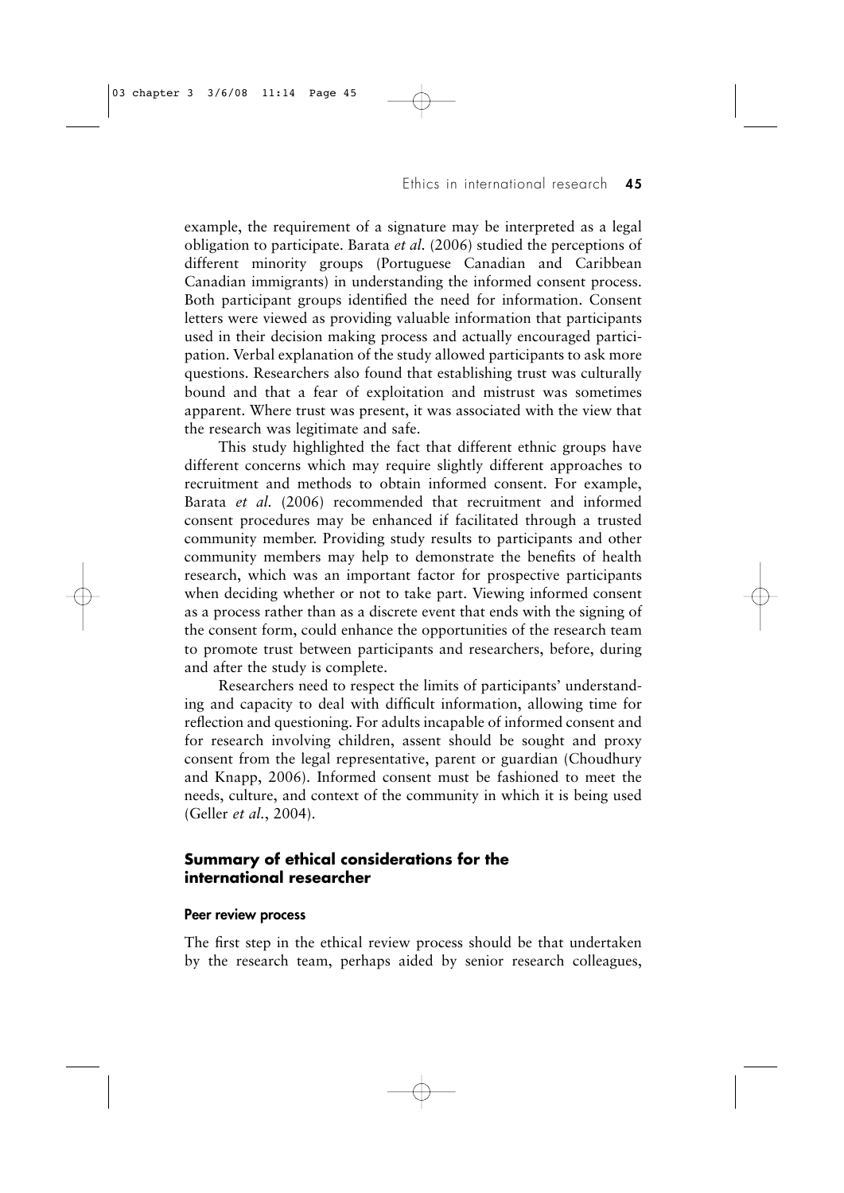example, the requirement of a signature may be interpreted as a legal obligation to participate. Barata *et al.* (2006) studied the perceptions of different minority groups (Portuguese Canadian and Caribbean Canadian immigrants) in understanding the informed consent process. Both participant groups identified the need for information. Consent letters were viewed as providing valuable information that participants used in their decision making process and actually encouraged participation. Verbal explanation of the study allowed participants to ask more questions. Researchers also found that establishing trust was culturally bound and that a fear of exploitation and mistrust was sometimes apparent. Where trust was present, it was associated with the view that the research was legitimate and safe.

This study highlighted the fact that different ethnic groups have different concerns which may require slightly different approaches to recruitment and methods to obtain informed consent. For example, Barata *et al.* (2006) recommended that recruitment and informed consent procedures may be enhanced if facilitated through a trusted community member. Providing study results to participants and other community members may help to demonstrate the benefits of health research, which was an important factor for prospective participants when deciding whether or not to take part. Viewing informed consent as a process rather than as a discrete event that ends with the signing of the consent form, could enhance the opportunities of the research team to promote trust between participants and researchers, before, during and after the study is complete.

Researchers need to respect the limits of participants' understanding and capacity to deal with difficult information, allowing time for reflection and questioning. For adults incapable of informed consent and for research involving children, assent should be sought and proxy consent from the legal representative, parent or guardian (Choudhury and Knapp, 2006). Informed consent must be fashioned to meet the needs, culture, and context of the community in which it is being used (Geller *et al.*, 2004).

## Summary of ethical considerations for the international researcher

### Peer review process

The first step in the ethical review process should be that undertaken by the research team, perhaps aided by senior research colleagues,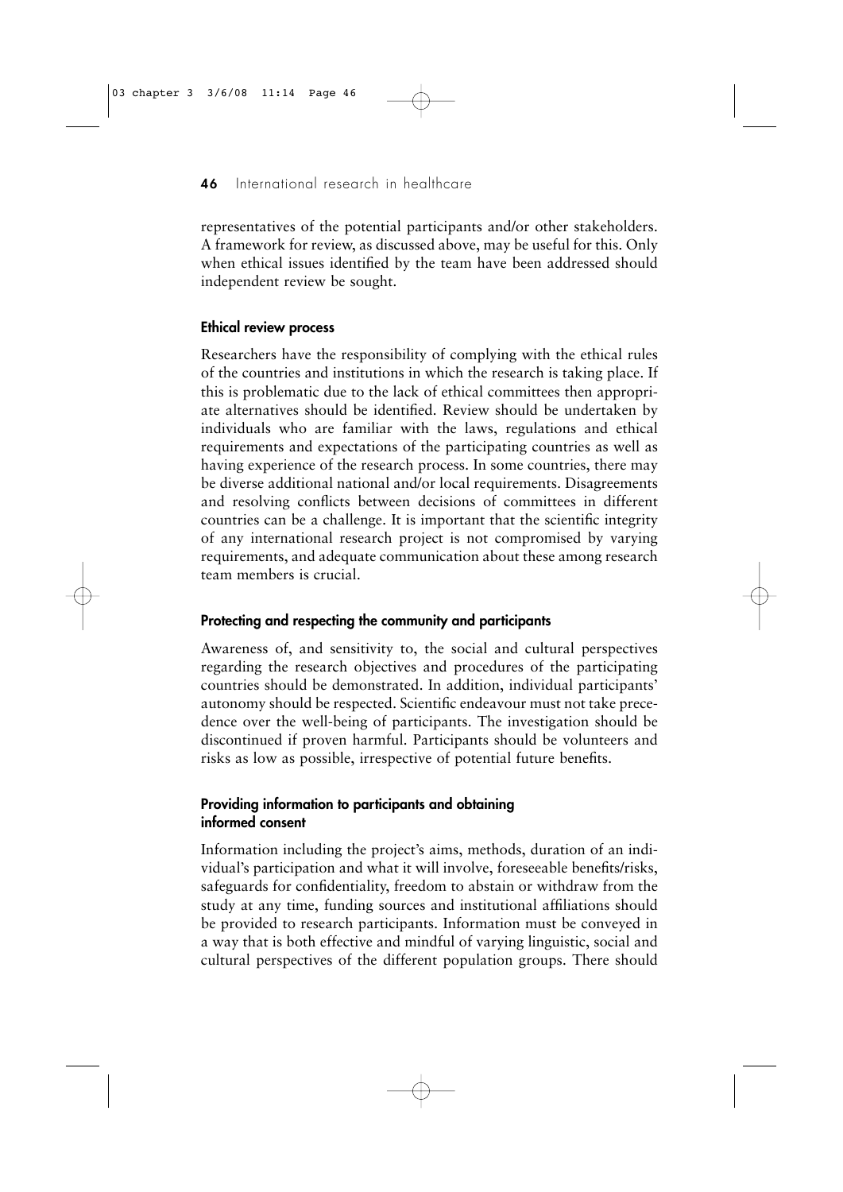representatives of the potential participants and/or other stakeholders. A framework for review, as discussed above, may be useful for this. Only when ethical issues identified by the team have been addressed should independent review be sought.

### Ethical review process

Researchers have the responsibility of complying with the ethical rules of the countries and institutions in which the research is taking place. If this is problematic due to the lack of ethical committees then appropriate alternatives should be identified. Review should be undertaken by individuals who are familiar with the laws, regulations and ethical requirements and expectations of the participating countries as well as having experience of the research process. In some countries, there may be diverse additional national and/or local requirements. Disagreements and resolving conflicts between decisions of committees in different countries can be a challenge. It is important that the scientific integrity of any international research project is not compromised by varying requirements, and adequate communication about these among research team members is crucial.

### Protecting and respecting the community and participants

Awareness of, and sensitivity to, the social and cultural perspectives regarding the research objectives and procedures of the participating countries should be demonstrated. In addition, individual participants' autonomy should be respected. Scientific endeavour must not take precedence over the well-being of participants. The investigation should be discontinued if proven harmful. Participants should be volunteers and risks as low as possible, irrespective of potential future benefits.

### Providing information to participants and obtaining informed consent

Information including the project's aims, methods, duration of an individual's participation and what it will involve, foreseeable benefits/risks, safeguards for confidentiality, freedom to abstain or withdraw from the study at any time, funding sources and institutional affiliations should be provided to research participants. Information must be conveyed in a way that is both effective and mindful of varying linguistic, social and cultural perspectives of the different population groups. There should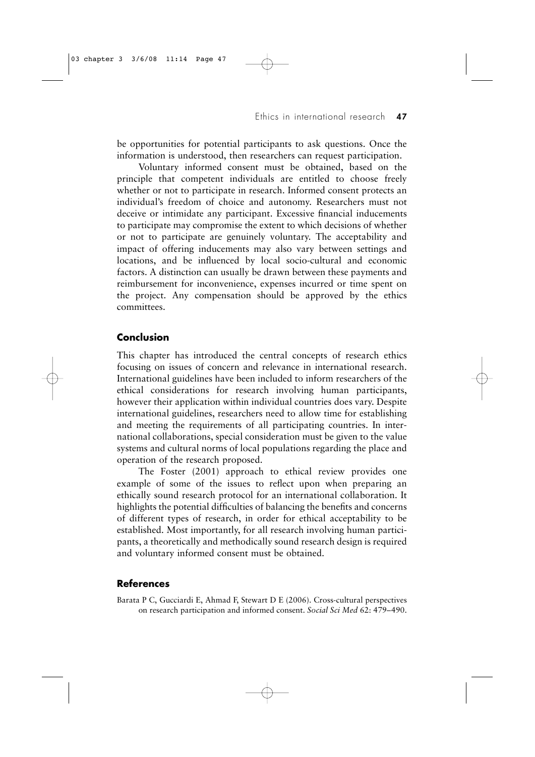be opportunities for potential participants to ask questions. Once the information is understood, then researchers can request participation.

Voluntary informed consent must be obtained, based on the principle that competent individuals are entitled to choose freely whether or not to participate in research. Informed consent protects an individual's freedom of choice and autonomy. Researchers must not deceive or intimidate any participant. Excessive financial inducements to participate may compromise the extent to which decisions of whether or not to participate are genuinely voluntary. The acceptability and impact of offering inducements may also vary between settings and locations, and be influenced by local socio-cultural and economic factors. A distinction can usually be drawn between these payments and reimbursement for inconvenience, expenses incurred or time spent on the project. Any compensation should be approved by the ethics committees.

## Conclusion

This chapter has introduced the central concepts of research ethics focusing on issues of concern and relevance in international research. International guidelines have been included to inform researchers of the ethical considerations for research involving human participants, however their application within individual countries does vary. Despite international guidelines, researchers need to allow time for establishing and meeting the requirements of all participating countries. In international collaborations, special consideration must be given to the value systems and cultural norms of local populations regarding the place and operation of the research proposed.

The Foster (2001) approach to ethical review provides one example of some of the issues to reflect upon when preparing an ethically sound research protocol for an international collaboration. It highlights the potential difficulties of balancing the benefits and concerns of different types of research, in order for ethical acceptability to be established. Most importantly, for all research involving human participants, a theoretically and methodically sound research design is required and voluntary informed consent must be obtained.

## References

Barata P C, Gucciardi E, Ahmad F, Stewart D E (2006). Cross-cultural perspectives on research participation and informed consent. *Social Sci Med* 62: 479–490.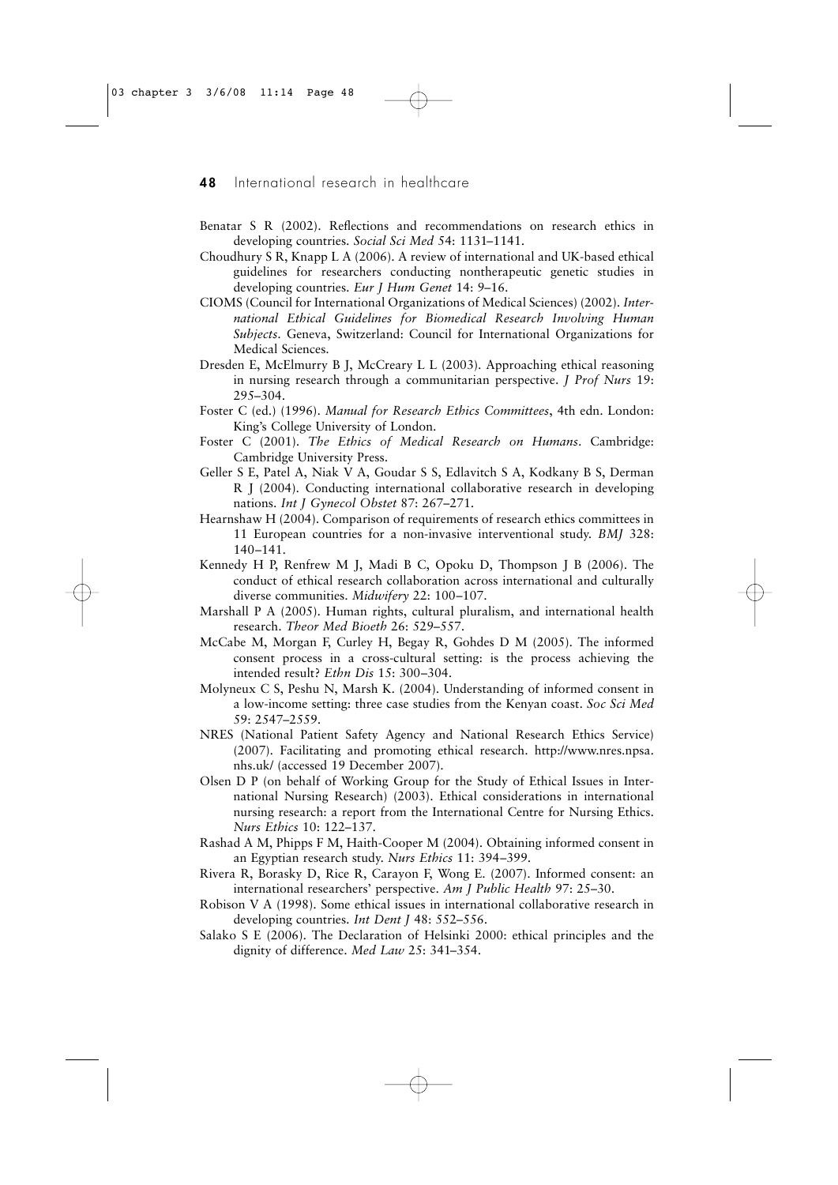Benatar S R (2002). Reflections and recommendations on research ethics in developing countries. *Social Sci Med* 54: 1131–1141.

Choudhury S R, Knapp L A (2006). A review of international and UK-based ethical guidelines for researchers conducting nontherapeutic genetic studies in developing countries. *Eur J Hum Genet* 14: 9–16.

CIOMS (Council for International Organizations of Medical Sciences) (2002). *International Ethical Guidelines for Biomedical Research Involving Human Subjects*. Geneva, Switzerland: Council for International Organizations for Medical Sciences.

Dresden E, McElmurry B J, McCreary L L (2003). Approaching ethical reasoning in nursing research through a communitarian perspective. *J Prof Nurs* 19: 295–304.

Foster C (ed.) (1996). *Manual for Research Ethics Committees*, 4th edn. London: King's College University of London.

Foster C (2001). *The Ethics of Medical Research on Humans*. Cambridge: Cambridge University Press.

Geller S E, Patel A, Niak V A, Goudar S S, Edlavitch S A, Kodkany B S, Derman R J (2004). Conducting international collaborative research in developing nations. *Int J Gynecol Obstet* 87: 267–271.

Hearnshaw H (2004). Comparison of requirements of research ethics committees in 11 European countries for a non-invasive interventional study. *BMJ* 328: 140–141.

Kennedy H P, Renfrew M J, Madi B C, Opoku D, Thompson J B (2006). The conduct of ethical research collaboration across international and culturally diverse communities. *Midwifery* 22: 100–107.

Marshall P A (2005). Human rights, cultural pluralism, and international health research. *Theor Med Bioeth* 26: 529–557.

McCabe M, Morgan F, Curley H, Begay R, Gohdes D M (2005). The informed consent process in a cross-cultural setting: is the process achieving the intended result? *Ethn Dis* 15: 300–304.

Molyneux C S, Peshu N, Marsh K. (2004). Understanding of informed consent in a low-income setting: three case studies from the Kenyan coast. *Soc Sci Med* 59: 2547–2559.

NRES (National Patient Safety Agency and National Research Ethics Service) (2007). Facilitating and promoting ethical research. http://www.nres.npsa.nhs.uk/ (accessed 19 December 2007).

Olsen D P (on behalf of Working Group for the Study of Ethical Issues in International Nursing Research) (2003). Ethical considerations in international nursing research: a report from the International Centre for Nursing Ethics. *Nurs Ethics* 10: 122–137.

Rashad A M, Phipps F M, Haith-Cooper M (2004). Obtaining informed consent in an Egyptian research study. *Nurs Ethics* 11: 394–399.

Rivera R, Borasky D, Rice R, Carayon F, Wong E. (2007). Informed consent: an international researchers' perspective. *Am J Public Health* 97: 25–30.

Robison V A (1998). Some ethical issues in international collaborative research in developing countries. *Int Dent J* 48: 552–556.

Salako S E (2006). The Declaration of Helsinki 2000: ethical principles and the dignity of difference. *Med Law* 25: 341–354.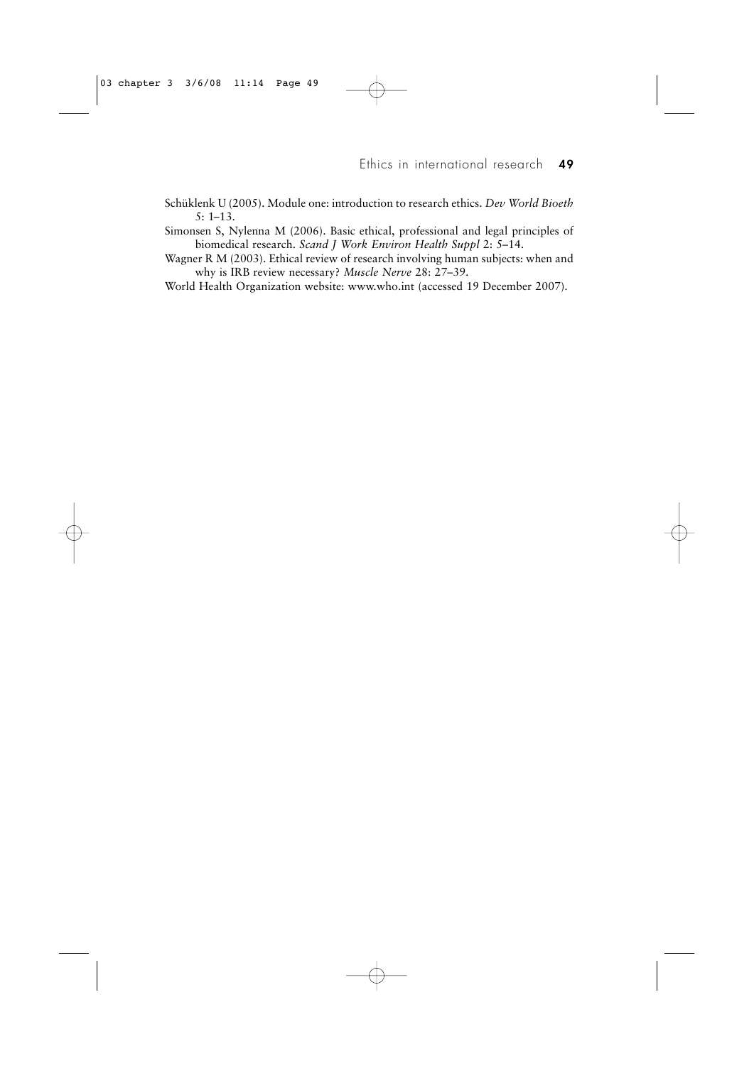Schüklenk U (2005). Module one: introduction to research ethics. *Dev World Bioeth* 5: 1–13.

Simonsen S, Nylenna M (2006). Basic ethical, professional and legal principles of biomedical research. *Scand J Work Environ Health Suppl* 2: 5–14.

Wagner R M (2003). Ethical review of research involving human subjects: when and why is IRB review necessary? *Muscle Nerve* 28: 27–39.

World Health Organization website: www.who.int (accessed 19 December 2007).